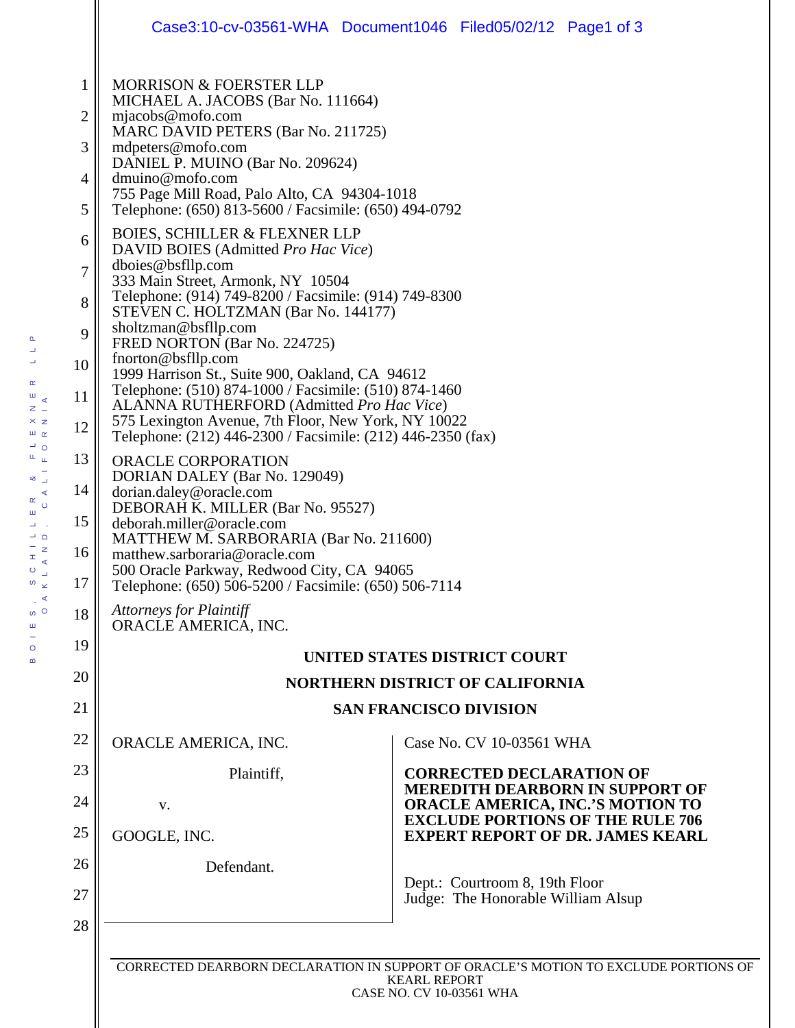MORRISON & FOERSTER LLP
MICHAEL A. JACOBS (Bar No. 111664)
mjacobs@mofo.com
MARC DAVID PETERS (Bar No. 211725)
mdpeters@mofo.com
DANIEL P. MUINO (Bar No. 209624)
dmuino@mofo.com
755 Page Mill Road, Palo Alto, CA 94304-1018
Telephone: (650) 813-5600 / Facsimile: (650) 494-0792

BOIES, SCHILLER & FLEXNER LLP
DAVID BOIES (Admitted *Pro Hac Vice*)
dboies@bsfllp.com
333 Main Street, Armonk, NY 10504
Telephone: (914) 749-8200 / Facsimile: (914) 749-8300
STEVEN C. HOLTZMAN (Bar No. 144177)
sholtzman@bsfllp.com
FRED NORTON (Bar No. 224725)
fnorton@bsfllp.com
1999 Harrison St., Suite 900, Oakland, CA 94612
Telephone: (510) 874-1000 / Facsimile: (510) 874-1460
ALANNA RUTHERFORD (Admitted *Pro Hac Vice*)
575 Lexington Avenue, 7th Floor, New York, NY 10022
Telephone: (212) 446-2300 / Facsimile: (212) 446-2350 (fax)

ORACLE CORPORATION
DORIAN DALEY (Bar No. 129049)
dorian.daley@oracle.com
DEBORAH K. MILLER (Bar No. 95527)
deborah.miller@oracle.com
MATTHEW M. SARBORARIA (Bar No. 211600)
matthew.sarboraria@oracle.com
500 Oracle Parkway, Redwood City, CA 94065
Telephone: (650) 506-5200 / Facsimile: (650) 506-7114

*Attorneys for Plaintiff*
ORACLE AMERICA, INC.

**UNITED STATES DISTRICT COURT**

**NORTHERN DISTRICT OF CALIFORNIA**

**SAN FRANCISCO DIVISION**

ORACLE AMERICA, INC.

Plaintiff,

v.

GOOGLE, INC.

Defendant.

Case No. CV 10-03561 WHA

**CORRECTED DECLARATION OF MEREDITH DEARBORN IN SUPPORT OF ORACLE AMERICA, INC.'S MOTION TO EXCLUDE PORTIONS OF THE RULE 706 EXPERT REPORT OF DR. JAMES KEARL**

Dept.: Courtroom 8, 19th Floor
Judge: The Honorable William Alsup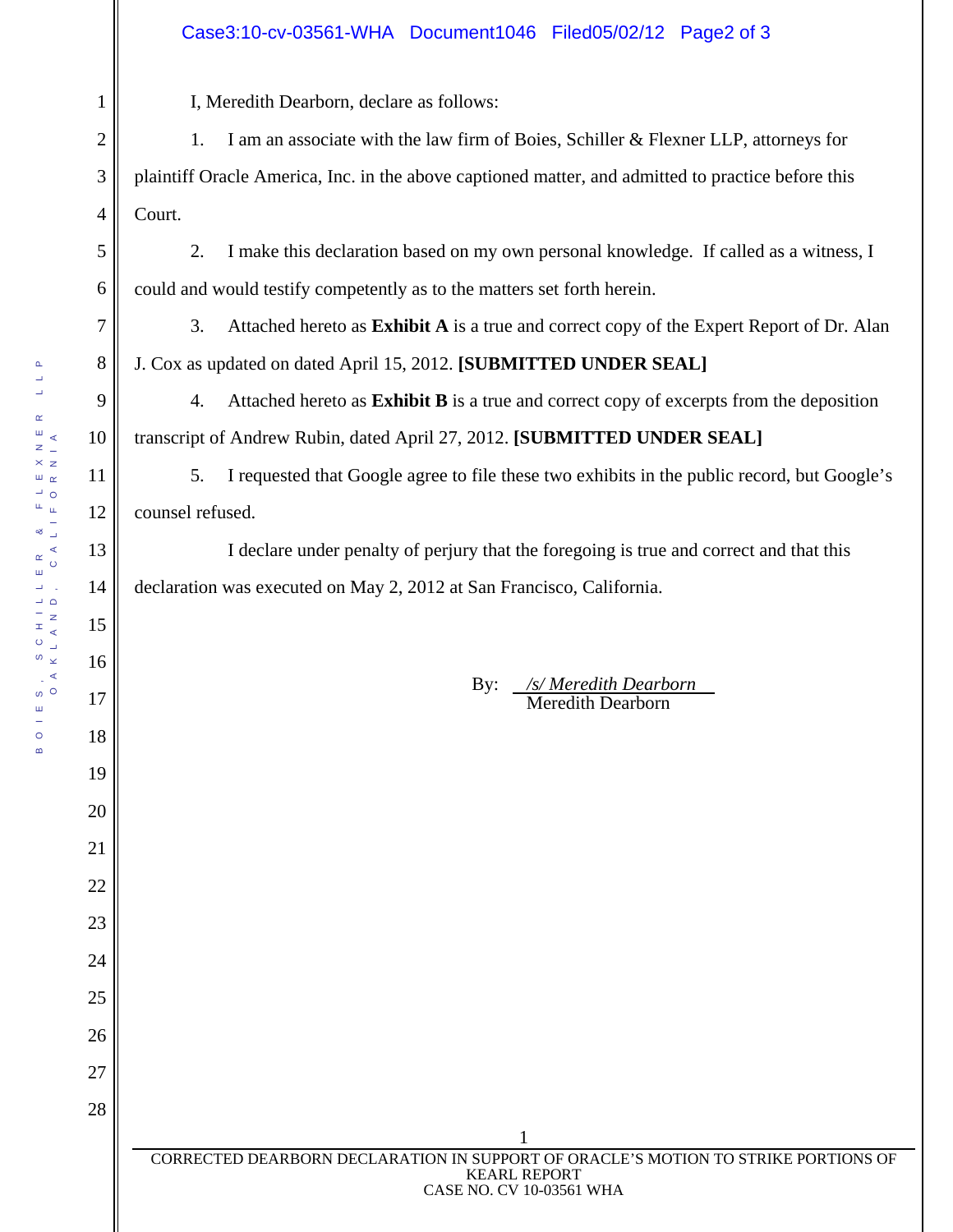I, Meredith Dearborn, declare as follows:

1. I am an associate with the law firm of Boies, Schiller & Flexner LLP, attorneys for plaintiff Oracle America, Inc. in the above captioned matter, and admitted to practice before this Court.

2. I make this declaration based on my own personal knowledge. If called as a witness, I could and would testify competently as to the matters set forth herein.

3. Attached hereto as **Exhibit A** is a true and correct copy of the Expert Report of Dr. Alan J. Cox as updated on dated April 15, 2012. **[SUBMITTED UNDER SEAL]**

4. Attached hereto as **Exhibit B** is a true and correct copy of excerpts from the deposition transcript of Andrew Rubin, dated April 27, 2012. **[SUBMITTED UNDER SEAL]**

5. I requested that Google agree to file these two exhibits in the public record, but Google's counsel refused.

I declare under penalty of perjury that the foregoing is true and correct and that this declaration was executed on May 2, 2012 at San Francisco, California.

By: *__/s/ Meredith Dearborn__*
Meredith Dearborn

CORRECTED DEARBORN DECLARATION IN SUPPORT OF ORACLE'S MOTION TO STRIKE PORTIONS OF KEARL REPORT
CASE NO. CV 10-03561 WHA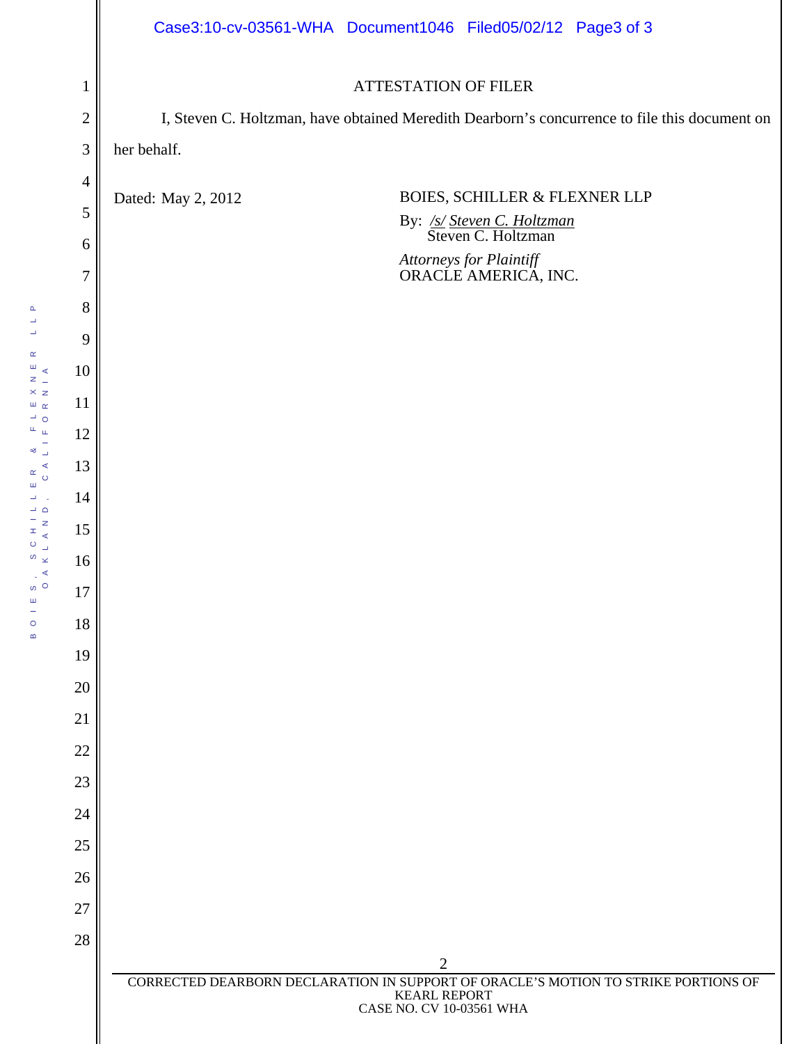ATTESTATION OF FILER

I, Steven C. Holtzman, have obtained Meredith Dearborn's concurrence to file this document on her behalf.

Dated: May 2, 2012

BOIES, SCHILLER & FLEXNER LLP

By: /s/ Steven C. Holtzman
Steven C. Holtzman

*Attorneys for Plaintiff*
ORACLE AMERICA, INC.